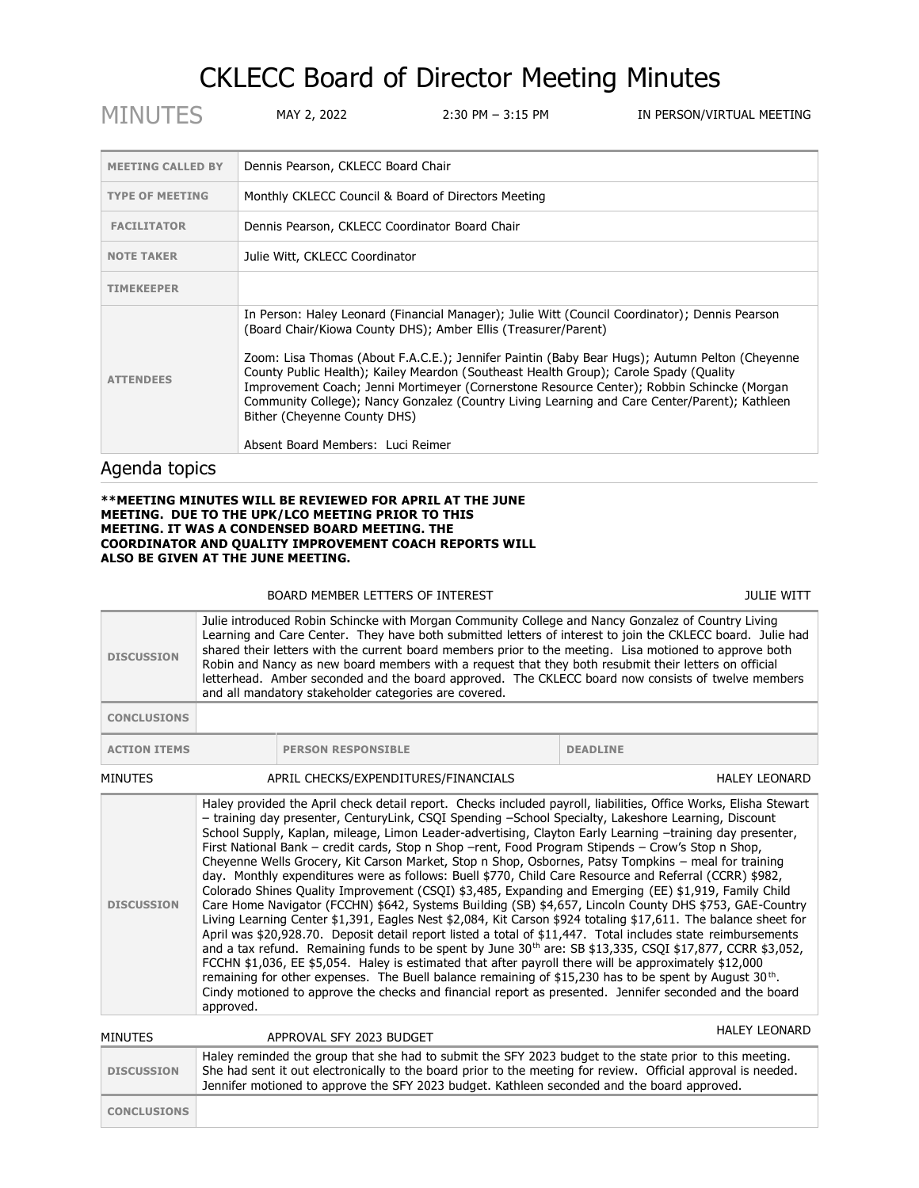# CKLECC Board of Director Meeting Minutes

MINUTES | MAY 2, 2022 | 2:30 PM – 3:15 PM | IN PERSON/VIRTUAL MEETING

| | |
|---|---|
| **MEETING CALLED BY** | Dennis Pearson, CKLECC Board Chair |
| **TYPE OF MEETING** | Monthly CKLECC Council & Board of Directors Meeting |
| **FACILITATOR** | Dennis Pearson, CKLECC Coordinator Board Chair |
| **NOTE TAKER** | Julie Witt, CKLECC Coordinator |
| **TIMEKEEPER** | |
| **ATTENDEES** | In Person: Haley Leonard (Financial Manager); Julie Witt (Council Coordinator); Dennis Pearson (Board Chair/Kiowa County DHS); Amber Ellis (Treasurer/Parent)<br><br>Zoom: Lisa Thomas (About F.A.C.E.); Jennifer Paintin (Baby Bear Hugs); Autumn Pelton (Cheyenne County Public Health); Kailey Meardon (Southeast Health Group); Carole Spady (Quality Improvement Coach; Jenni Mortimeyer (Cornerstone Resource Center); Robbin Schincke (Morgan Community College); Nancy Gonzalez (Country Living Learning and Care Center/Parent); Kathleen Bither (Cheyenne County DHS)<br><br>Absent Board Members: Luci Reimer |

## Agenda topics

**\*\*MEETING MINUTES WILL BE REVIEWED FOR APRIL AT THE JUNE MEETING. DUE TO THE UPK/LCO MEETING PRIOR TO THIS MEETING. IT WAS A CONDENSED BOARD MEETING. THE COORDINATOR AND QUALITY IMPROVEMENT COACH REPORTS WILL ALSO BE GIVEN AT THE JUNE MEETING.**

### BOARD MEMBER LETTERS OF INTEREST — JULIE WITT

| | | |
|---|---|---|
| **DISCUSSION** | Julie introduced Robin Schincke with Morgan Community College and Nancy Gonzalez of Country Living Learning and Care Center. They have both submitted letters of interest to join the CKLECC board. Julie had shared their letters with the current board members prior to the meeting. Lisa motioned to approve both Robin and Nancy as new board members with a request that they both resubmit their letters on official letterhead. Amber seconded and the board approved. The CKLECC board now consists of twelve members and all mandatory stakeholder categories are covered. | |
| **CONCLUSIONS** | | |
| **ACTION ITEMS** | **PERSON RESPONSIBLE** | **DEADLINE** |

### MINUTES — APRIL CHECKS/EXPENDITURES/FINANCIALS — HALEY LEONARD

| | |
|---|---|
| **DISCUSSION** | Haley provided the April check detail report. Checks included payroll, liabilities, Office Works, Elisha Stewart – training day presenter, CenturyLink, CSQI Spending –School Specialty, Lakeshore Learning, Discount School Supply, Kaplan, mileage, Limon Leader-advertising, Clayton Early Learning –training day presenter, First National Bank – credit cards, Stop n Shop –rent, Food Program Stipends – Crow's Stop n Shop, Cheyenne Wells Grocery, Kit Carson Market, Stop n Shop, Osbornes, Patsy Tompkins – meal for training day. Monthly expenditures were as follows: Buell $770, Child Care Resource and Referral (CCRR) $982, Colorado Shines Quality Improvement (CSQI) $3,485, Expanding and Emerging (EE) $1,919, Family Child Care Home Navigator (FCCHN) $642, Systems Building (SB) $4,657, Lincoln County DHS $753, GAE-Country Living Learning Center $1,391, Eagles Nest $2,084, Kit Carson $924 totaling $17,611. The balance sheet for April was $20,928.70. Deposit detail report listed a total of $11,447. Total includes state reimbursements and a tax refund. Remaining funds to be spent by June 30th are: SB $13,335, CSQI $17,877, CCRR $3,052, FCCHN $1,036, EE $5,054. Haley is estimated that after payroll there will be approximately $12,000 remaining for other expenses. The Buell balance remaining of $15,230 has to be spent by August 30th. Cindy motioned to approve the checks and financial report as presented. Jennifer seconded and the board approved. |

### MINUTES — APPROVAL SFY 2023 BUDGET — HALEY LEONARD

| | |
|---|---|
| **DISCUSSION** | Haley reminded the group that she had to submit the SFY 2023 budget to the state prior to this meeting. She had sent it out electronically to the board prior to the meeting for review. Official approval is needed. Jennifer motioned to approve the SFY 2023 budget. Kathleen seconded and the board approved. |
| **CONCLUSIONS** | |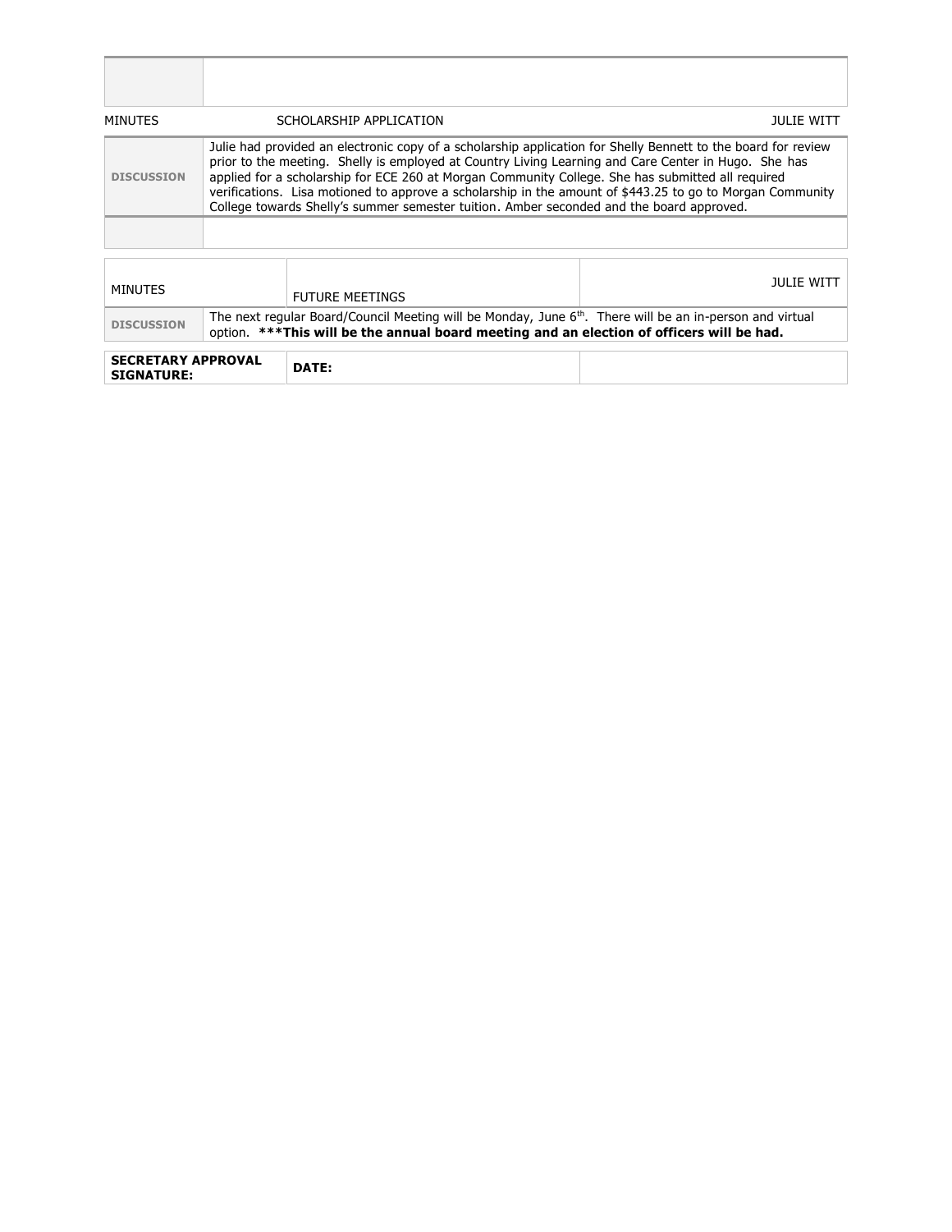| | |
|---|---|
| | |

| MINUTES | SCHOLARSHIP APPLICATION | JULIE WITT |
|---|---|---|
| **DISCUSSION** | Julie had provided an electronic copy of a scholarship application for Shelly Bennett to the board for review prior to the meeting. Shelly is employed at Country Living Learning and Care Center in Hugo. She has applied for a scholarship for ECE 260 at Morgan Community College. She has submitted all required verifications. Lisa motioned to approve a scholarship in the amount of $443.25 to go to Morgan Community College towards Shelly's summer semester tuition. Amber seconded and the board approved. | |
| | | |

| MINUTES | FUTURE MEETINGS | JULIE WITT |
|---|---|---|
| **DISCUSSION** | The next regular Board/Council Meeting will be Monday, June 6th. There will be an in-person and virtual option. **\*\*\*This will be the annual board meeting and an election of officers will be had.** | |

| **SECRETARY APPROVAL SIGNATURE:** | **DATE:** | |
|---|---|---|